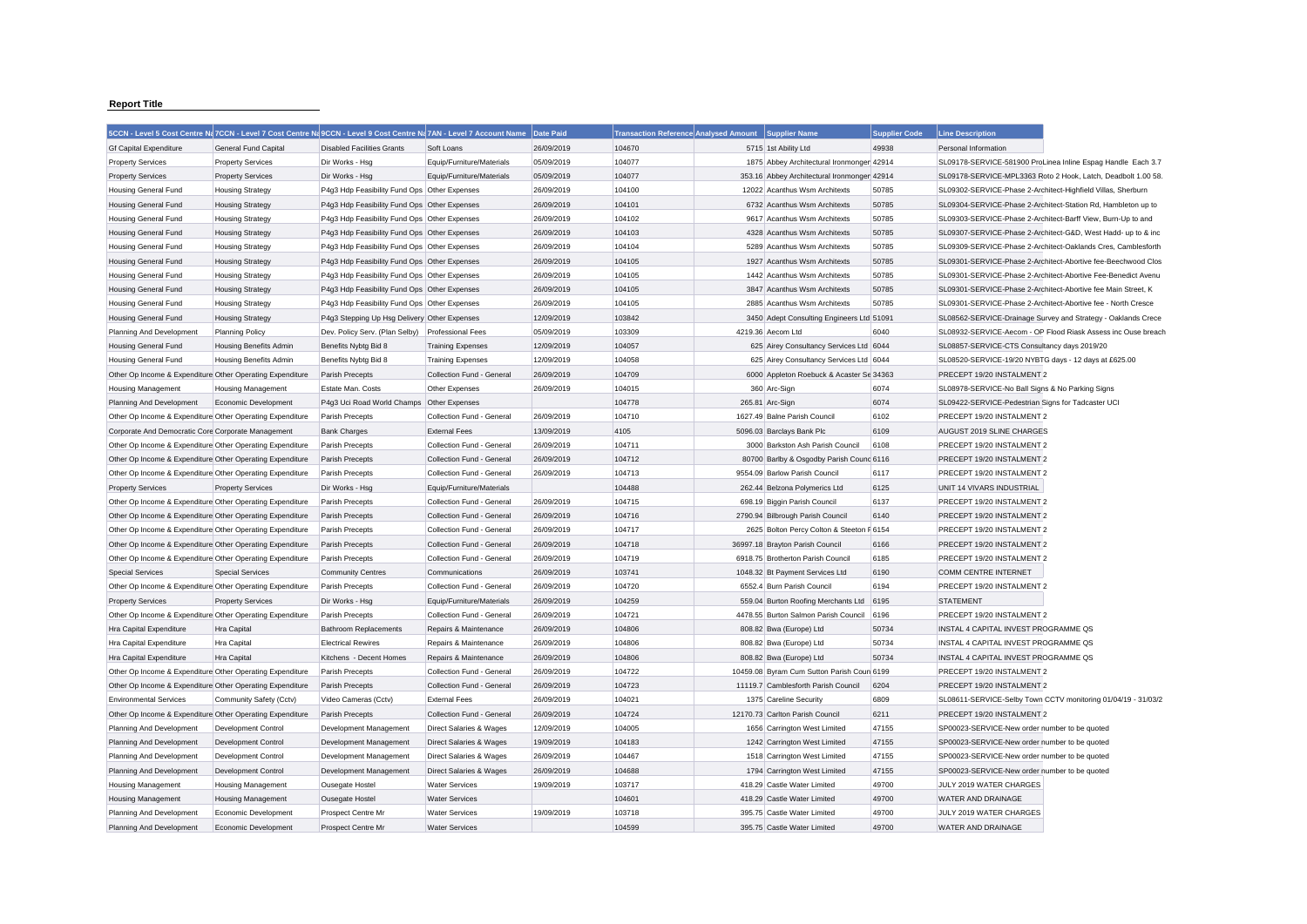**Report Title**

| 5CCN - Level 5 Cost Centre Na | 7CCN - Level 7 Cost Centre Na | 9CCN - Level 9 Cost Centre Na | 7AN - Level 7 Account Name | Date Paid | Transaction Reference | Analysed Amount | Supplier Name | Supplier Code | Line Description |
|---|---|---|---|---|---|---|---|---|---|
| Gf Capital Expenditure | General Fund Capital | Disabled Facilities Grants | Soft Loans | 26/09/2019 | 104670 | 5715 | 1st Ability Ltd | 49938 | Personal Information |
| Property Services | Property Services | Dir Works - Hsg | Equip/Furniture/Materials | 05/09/2019 | 104077 | 1875 | Abbey Architectural Ironmonger | 42914 | SL09178-SERVICE-581900 ProLinea Inline Espag Handle Each 3.7 |
| Property Services | Property Services | Dir Works - Hsg | Equip/Furniture/Materials | 05/09/2019 | 104077 | 353.16 | Abbey Architectural Ironmonger | 42914 | SL09178-SERVICE-MPL3363 Roto 2 Hook, Latch, Deadbolt 1.00 58. |
| Housing General Fund | Housing Strategy | P4g3 Hdp Feasibility Fund Ops | Other Expenses | 26/09/2019 | 104100 | 12022 | Acanthus Wsm Architexts | 50785 | SL09302-SERVICE-Phase 2-Architect-Highfield Villas, Sherburn |
| Housing General Fund | Housing Strategy | P4g3 Hdp Feasibility Fund Ops | Other Expenses | 26/09/2019 | 104101 | 6732 | Acanthus Wsm Architexts | 50785 | SL09304-SERVICE-Phase 2-Architect-Station Rd, Hambleton up to |
| Housing General Fund | Housing Strategy | P4g3 Hdp Feasibility Fund Ops | Other Expenses | 26/09/2019 | 104102 | 9617 | Acanthus Wsm Architexts | 50785 | SL09303-SERVICE-Phase 2-Architect-Barff View, Burn-Up to and |
| Housing General Fund | Housing Strategy | P4g3 Hdp Feasibility Fund Ops | Other Expenses | 26/09/2019 | 104103 | 4328 | Acanthus Wsm Architexts | 50785 | SL09307-SERVICE-Phase 2-Architect-G&D, West Hadd- up to & inc |
| Housing General Fund | Housing Strategy | P4g3 Hdp Feasibility Fund Ops | Other Expenses | 26/09/2019 | 104104 | 5289 | Acanthus Wsm Architexts | 50785 | SL09309-SERVICE-Phase 2-Architect-Oaklands Cres, Camblesforth |
| Housing General Fund | Housing Strategy | P4g3 Hdp Feasibility Fund Ops | Other Expenses | 26/09/2019 | 104105 | 1927 | Acanthus Wsm Architexts | 50785 | SL09301-SERVICE-Phase 2-Architect-Abortive fee-Beechwood Clos |
| Housing General Fund | Housing Strategy | P4g3 Hdp Feasibility Fund Ops | Other Expenses | 26/09/2019 | 104105 | 1442 | Acanthus Wsm Architexts | 50785 | SL09301-SERVICE-Phase 2-Architect-Abortive Fee-Benedict Avenu |
| Housing General Fund | Housing Strategy | P4g3 Hdp Feasibility Fund Ops | Other Expenses | 26/09/2019 | 104105 | 3847 | Acanthus Wsm Architexts | 50785 | SL09301-SERVICE-Phase 2-Architect-Abortive fee Main Street, K |
| Housing General Fund | Housing Strategy | P4g3 Hdp Feasibility Fund Ops | Other Expenses | 26/09/2019 | 104105 | 2885 | Acanthus Wsm Architexts | 50785 | SL09301-SERVICE-Phase 2-Architect-Abortive fee - North Cresce |
| Housing General Fund | Housing Strategy | P4g3 Stepping Up Hsg Delivery | Other Expenses | 12/09/2019 | 103842 | 3450 | Adept Consulting Engineers Ltd | 51091 | SL08562-SERVICE-Drainage Survey and Strategy - Oaklands Crece |
| Planning And Development | Planning Policy | Dev. Policy Serv. (Plan Selby) | Professional Fees | 05/09/2019 | 103309 | 4219.36 | Aecom Ltd | 6040 | SL08932-SERVICE-Aecom - OP Flood Riask Assess inc Ouse breach |
| Housing General Fund | Housing Benefits Admin | Benefits Nybtg Bid 8 | Training Expenses | 12/09/2019 | 104057 | 625 | Airey Consultancy Services Ltd | 6044 | SL08857-SERVICE-CTS Consultancy days 2019/20 |
| Housing General Fund | Housing Benefits Admin | Benefits Nybtg Bid 8 | Training Expenses | 12/09/2019 | 104058 | 625 | Airey Consultancy Services Ltd | 6044 | SL08520-SERVICE-19/20 NYBTG days - 12 days at £625.00 |
| Other Op Income & Expenditure | Other Operating Expenditure | Parish Precepts | Collection Fund - General | 26/09/2019 | 104709 | 6000 | Appleton Roebuck & Acaster Se | 34363 | PRECEPT 19/20 INSTALMENT 2 |
| Housing Management | Housing Management | Estate Man. Costs | Other Expenses | 26/09/2019 | 104015 | 360 | Arc-Sign | 6074 | SL08978-SERVICE-No Ball Signs & No Parking Signs |
| Planning And Development | Economic Development | P4g3 Uci Road World Champs | Other Expenses | | 104778 | 265.81 | Arc-Sign | 6074 | SL09422-SERVICE-Pedestrian Signs for Tadcaster UCI |
| Other Op Income & Expenditure | Other Operating Expenditure | Parish Precepts | Collection Fund - General | 26/09/2019 | 104710 | 1627.49 | Balne Parish Council | 6102 | PRECEPT 19/20 INSTALMENT 2 |
| Corporate And Democratic Core | Corporate Management | Bank Charges | External Fees | 13/09/2019 | 4105 | 5096.03 | Barclays Bank Plc | 6109 | AUGUST 2019 SLINE CHARGES |
| Other Op Income & Expenditure | Other Operating Expenditure | Parish Precepts | Collection Fund - General | 26/09/2019 | 104711 | 3000 | Barkston Ash Parish Council | 6108 | PRECEPT 19/20 INSTALMENT 2 |
| Other Op Income & Expenditure | Other Operating Expenditure | Parish Precepts | Collection Fund - General | 26/09/2019 | 104712 | 80700 | Barlby & Osgodby Parish Counc | 6116 | PRECEPT 19/20 INSTALMENT 2 |
| Other Op Income & Expenditure | Other Operating Expenditure | Parish Precepts | Collection Fund - General | 26/09/2019 | 104713 | 9554.09 | Barlow Parish Council | 6117 | PRECEPT 19/20 INSTALMENT 2 |
| Property Services | Property Services | Dir Works - Hsg | Equip/Furniture/Materials | | 104488 | 262.44 | Belzona Polymerics Ltd | 6125 | UNIT 14 VIVARS INDUSTRIAL |
| Other Op Income & Expenditure | Other Operating Expenditure | Parish Precepts | Collection Fund - General | 26/09/2019 | 104715 | 698.19 | Biggin Parish Council | 6137 | PRECEPT 19/20 INSTALMENT 2 |
| Other Op Income & Expenditure | Other Operating Expenditure | Parish Precepts | Collection Fund - General | 26/09/2019 | 104716 | 2790.94 | Bilbrough Parish Council | 6140 | PRECEPT 19/20 INSTALMENT 2 |
| Other Op Income & Expenditure | Other Operating Expenditure | Parish Precepts | Collection Fund - General | 26/09/2019 | 104717 | 2625 | Bolton Percy Colton & Steeton F | 6154 | PRECEPT 19/20 INSTALMENT 2 |
| Other Op Income & Expenditure | Other Operating Expenditure | Parish Precepts | Collection Fund - General | 26/09/2019 | 104718 | 36997.18 | Brayton Parish Council | 6166 | PRECEPT 19/20 INSTALMENT 2 |
| Other Op Income & Expenditure | Other Operating Expenditure | Parish Precepts | Collection Fund - General | 26/09/2019 | 104719 | 6918.75 | Brotherton Parish Council | 6185 | PRECEPT 19/20 INSTALMENT 2 |
| Special Services | Special Services | Community Centres | Communications | 26/09/2019 | 103741 | 1048.32 | Bt Payment Services Ltd | 6190 | COMM CENTRE INTERNET |
| Other Op Income & Expenditure | Other Operating Expenditure | Parish Precepts | Collection Fund - General | 26/09/2019 | 104720 | 6552.4 | Burn Parish Council | 6194 | PRECEPT 19/20 INSTALMENT 2 |
| Property Services | Property Services | Dir Works - Hsg | Equip/Furniture/Materials | 26/09/2019 | 104259 | 559.04 | Burton Roofing Merchants Ltd | 6195 | STATEMENT |
| Other Op Income & Expenditure | Other Operating Expenditure | Parish Precepts | Collection Fund - General | 26/09/2019 | 104721 | 4478.55 | Burton Salmon Parish Council | 6196 | PRECEPT 19/20 INSTALMENT 2 |
| Hra Capital Expenditure | Hra Capital | Bathroom Replacements | Repairs & Maintenance | 26/09/2019 | 104806 | 808.82 | Bwa (Europe) Ltd | 50734 | INSTAL 4 CAPITAL INVEST PROGRAMME QS |
| Hra Capital Expenditure | Hra Capital | Electrical Rewires | Repairs & Maintenance | 26/09/2019 | 104806 | 808.82 | Bwa (Europe) Ltd | 50734 | INSTAL 4 CAPITAL INVEST PROGRAMME QS |
| Hra Capital Expenditure | Hra Capital | Kitchens - Decent Homes | Repairs & Maintenance | 26/09/2019 | 104806 | 808.82 | Bwa (Europe) Ltd | 50734 | INSTAL 4 CAPITAL INVEST PROGRAMME QS |
| Other Op Income & Expenditure | Other Operating Expenditure | Parish Precepts | Collection Fund - General | 26/09/2019 | 104722 | 10459.08 | Byram Cum Sutton Parish Coun | 6199 | PRECEPT 19/20 INSTALMENT 2 |
| Other Op Income & Expenditure | Other Operating Expenditure | Parish Precepts | Collection Fund - General | 26/09/2019 | 104723 | 11119.7 | Camblesforth Parish Council | 6204 | PRECEPT 19/20 INSTALMENT 2 |
| Environmental Services | Community Safety (Cctv) | Video Cameras (Cctv) | External Fees | 26/09/2019 | 104021 | 1375 | Careline Security | 6809 | SL08611-SERVICE-Selby Town CCTV monitoring 01/04/19 - 31/03/2 |
| Other Op Income & Expenditure | Other Operating Expenditure | Parish Precepts | Collection Fund - General | 26/09/2019 | 104724 | 12170.73 | Carlton Parish Council | 6211 | PRECEPT 19/20 INSTALMENT 2 |
| Planning And Development | Development Control | Development Management | Direct Salaries & Wages | 12/09/2019 | 104005 | 1656 | Carrington West Limited | 47155 | SP00023-SERVICE-New order number to be quoted |
| Planning And Development | Development Control | Development Management | Direct Salaries & Wages | 19/09/2019 | 104183 | 1242 | Carrington West Limited | 47155 | SP00023-SERVICE-New order number to be quoted |
| Planning And Development | Development Control | Development Management | Direct Salaries & Wages | 26/09/2019 | 104467 | 1518 | Carrington West Limited | 47155 | SP00023-SERVICE-New order number to be quoted |
| Planning And Development | Development Control | Development Management | Direct Salaries & Wages | 26/09/2019 | 104688 | 1794 | Carrington West Limited | 47155 | SP00023-SERVICE-New order number to be quoted |
| Housing Management | Housing Management | Ousegate Hostel | Water Services | 19/09/2019 | 103717 | 418.29 | Castle Water Limited | 49700 | JULY 2019 WATER CHARGES |
| Housing Management | Housing Management | Ousegate Hostel | Water Services | | 104601 | 418.29 | Castle Water Limited | 49700 | WATER AND DRAINAGE |
| Planning And Development | Economic Development | Prospect Centre Mr | Water Services | 19/09/2019 | 103718 | 395.75 | Castle Water Limited | 49700 | JULY 2019 WATER CHARGES |
| Planning And Development | Economic Development | Prospect Centre Mr | Water Services | | 104599 | 395.75 | Castle Water Limited | 49700 | WATER AND DRAINAGE |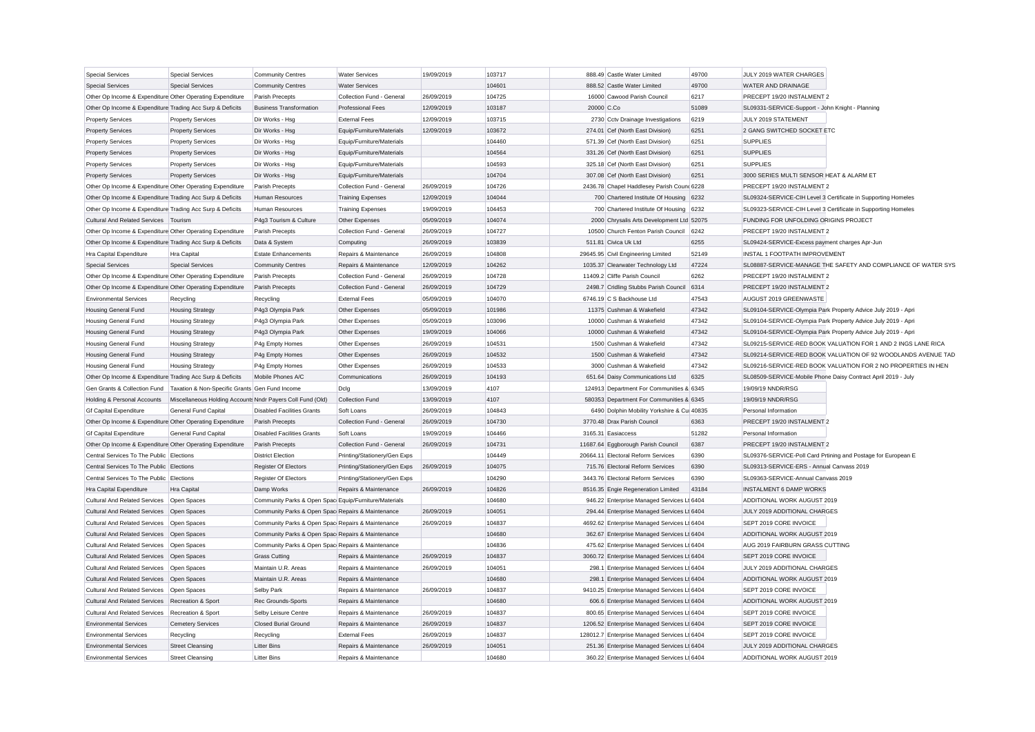| | | | | | | | | | |
|---|---|---|---|---|---|---|---|---|---|
| Special Services | Special Services | Community Centres | Water Services | 19/09/2019 | 103717 | 888.49 | Castle Water Limited | 49700 | JULY 2019 WATER CHARGES |
| Special Services | Special Services | Community Centres | Water Services | | 104601 | 888.52 | Castle Water Limited | 49700 | WATER AND DRAINAGE |
| Other Op Income & Expenditure | Other Operating Expenditure | Parish Precepts | Collection Fund - General | 26/09/2019 | 104725 | 16000 | Cawood Parish Council | 6217 | PRECEPT 19/20 INSTALMENT 2 |
| Other Op Income & Expenditure | Trading Acc Surp & Deficits | Business Transformation | Professional Fees | 12/09/2019 | 103187 | 20000 | C.Co | 51089 | SL09331-SERVICE-Support - John Knight - Planning |
| Property Services | Property Services | Dir Works - Hsg | External Fees | 12/09/2019 | 103715 | 2730 | Cctv Drainage Investigations | 6219 | JULY 2019 STATEMENT |
| Property Services | Property Services | Dir Works - Hsg | Equip/Furniture/Materials | 12/09/2019 | 103672 | 274.01 | Cef (North East Division) | 6251 | 2 GANG SWITCHED SOCKET ETC |
| Property Services | Property Services | Dir Works - Hsg | Equip/Furniture/Materials | | 104460 | 571.39 | Cef (North East Division) | 6251 | SUPPLIES |
| Property Services | Property Services | Dir Works - Hsg | Equip/Furniture/Materials | | 104564 | 331.26 | Cef (North East Division) | 6251 | SUPPLIES |
| Property Services | Property Services | Dir Works - Hsg | Equip/Furniture/Materials | | 104593 | 325.18 | Cef (North East Division) | 6251 | SUPPLIES |
| Property Services | Property Services | Dir Works - Hsg | Equip/Furniture/Materials | | 104704 | 307.08 | Cef (North East Division) | 6251 | 3000 SERIES MULTI SENSOR HEAT & ALARM ET |
| Other Op Income & Expenditure | Other Operating Expenditure | Parish Precepts | Collection Fund - General | 26/09/2019 | 104726 | 2436.78 | Chapel Haddlesey Parish Council | 6228 | PRECEPT 19/20 INSTALMENT 2 |
| Other Op Income & Expenditure | Trading Acc Surp & Deficits | Human Resources | Training Expenses | 12/09/2019 | 104044 | 700 | Chartered Institute Of Housing | 6232 | SL09324-SERVICE-CIH Level 3 Certificate in Supporting Homeles |
| Other Op Income & Expenditure | Trading Acc Surp & Deficits | Human Resources | Training Expenses | 19/09/2019 | 104453 | 700 | Chartered Institute Of Housing | 6232 | SL09323-SERVICE-CIH Level 3 Certificate in Supporting Homeles |
| Cultural And Related Services | Tourism | P4g3 Tourism & Culture | Other Expenses | 05/09/2019 | 104074 | 2000 | Chrysalis Arts Development Ltd | 52075 | FUNDING FOR UNFOLDING ORIGINS PROJECT |
| Other Op Income & Expenditure | Other Operating Expenditure | Parish Precepts | Collection Fund - General | 26/09/2019 | 104727 | 10500 | Church Fenton Parish Council | 6242 | PRECEPT 19/20 INSTALMENT 2 |
| Other Op Income & Expenditure | Trading Acc Surp & Deficits | Data & System | Computing | 26/09/2019 | 103839 | 511.81 | Civica Uk Ltd | 6255 | SL09424-SERVICE-Excess payment charges Apr-Jun |
| Hra Capital Expenditure | Hra Capital | Estate Enhancements | Repairs & Maintenance | 26/09/2019 | 104808 | 29645.95 | Civil Engineering Limited | 52149 | INSTAL 1 FOOTPATH IMPROVEMENT |
| Special Services | Special Services | Community Centres | Repairs & Maintenance | 12/09/2019 | 104262 | 1035.37 | Clearwater Technology Ltd | 47224 | SL08887-SERVICE-MANAGE THE SAFETY AND COMPLIANCE OF WATER SYS |
| Other Op Income & Expenditure | Other Operating Expenditure | Parish Precepts | Collection Fund - General | 26/09/2019 | 104728 | 11409.2 | Cliffe Parish Council | 6262 | PRECEPT 19/20 INSTALMENT 2 |
| Other Op Income & Expenditure | Other Operating Expenditure | Parish Precepts | Collection Fund - General | 26/09/2019 | 104729 | 2498.7 | Cridling Stubbs Parish Council | 6314 | PRECEPT 19/20 INSTALMENT 2 |
| Environmental Services | Recycling | Recycling | External Fees | 05/09/2019 | 104070 | 6746.19 | C S Backhouse Ltd | 47543 | AUGUST 2019 GREENWASTE |
| Housing General Fund | Housing Strategy | P4g3 Olympia Park | Other Expenses | 05/09/2019 | 101986 | 11375 | Cushman & Wakefield | 47342 | SL09104-SERVICE-Olympia Park Property Advice July 2019 - Apri |
| Housing General Fund | Housing Strategy | P4g3 Olympia Park | Other Expenses | 05/09/2019 | 103096 | 10000 | Cushman & Wakefield | 47342 | SL09104-SERVICE-Olympia Park Property Advice July 2019 - Apri |
| Housing General Fund | Housing Strategy | P4g3 Olympia Park | Other Expenses | 19/09/2019 | 104066 | 10000 | Cushman & Wakefield | 47342 | SL09104-SERVICE-Olympia Park Property Advice July 2019 - Apri |
| Housing General Fund | Housing Strategy | P4g Empty Homes | Other Expenses | 26/09/2019 | 104531 | 1500 | Cushman & Wakefield | 47342 | SL09215-SERVICE-RED BOOK VALUATION FOR 1 AND 2 INGS LANE RICA |
| Housing General Fund | Housing Strategy | P4g Empty Homes | Other Expenses | 26/09/2019 | 104532 | 1500 | Cushman & Wakefield | 47342 | SL09214-SERVICE-RED BOOK VALUATION OF 92 WOODLANDS AVENUE TAD |
| Housing General Fund | Housing Strategy | P4g Empty Homes | Other Expenses | 26/09/2019 | 104533 | 3000 | Cushman & Wakefield | 47342 | SL09216-SERVICE-RED BOOK VALUATION FOR 2 NO PROPERTIES IN HEN |
| Other Op Income & Expenditure | Trading Acc Surp & Deficits | Mobile Phones A/C | Communications | 26/09/2019 | 104193 | 651.64 | Daisy Communications Ltd | 6325 | SL08509-SERVICE-Mobile Phone Daisy Contract April 2019 - July |
| Gen Grants & Collection Fund | Taxation & Non-Specific Grants | Gen Fund Income | Dclg | 13/09/2019 | 4107 | 124913 | Department For Communities & | 6345 | 19/09/19 NNDR/RSG |
| Holding & Personal Accounts | Miscellaneous Holding Accounts | Nndr Payers Coll Fund (Old) | Collection Fund | 13/09/2019 | 4107 | 580353 | Department For Communities & | 6345 | 19/09/19 NNDR/RSG |
| Gf Capital Expenditure | General Fund Capital | Disabled Facilities Grants | Soft Loans | 26/09/2019 | 104843 | 6490 | Dolphin Mobility Yorkshire & Cu | 40835 | Personal Information |
| Other Op Income & Expenditure | Other Operating Expenditure | Parish Precepts | Collection Fund - General | 26/09/2019 | 104730 | 3770.48 | Drax Parish Council | 6363 | PRECEPT 19/20 INSTALMENT 2 |
| Gf Capital Expenditure | General Fund Capital | Disabled Facilities Grants | Soft Loans | 19/09/2019 | 104466 | 3165.31 | Easiaccess | 51282 | Personal Information |
| Other Op Income & Expenditure | Other Operating Expenditure | Parish Precepts | Collection Fund - General | 26/09/2019 | 104731 | 11687.64 | Eggborough Parish Council | 6387 | PRECEPT 19/20 INSTALMENT 2 |
| Central Services To The Public | Elections | District Election | Printing/Stationery/Gen Exps | | 104449 | 20664.11 | Electoral Reform Services | 6390 | SL09376-SERVICE-Poll Card Prtining and Postage for European E |
| Central Services To The Public | Elections | Register Of Electors | Printing/Stationery/Gen Exps | 26/09/2019 | 104075 | 715.76 | Electoral Reform Services | 6390 | SL09313-SERVICE-ERS - Annual Canvass 2019 |
| Central Services To The Public | Elections | Register Of Electors | Printing/Stationery/Gen Exps | | 104290 | 3443.76 | Electoral Reform Services | 6390 | SL09363-SERVICE-Annual Canvass 2019 |
| Hra Capital Expenditure | Hra Capital | Damp Works | Repairs & Maintenance | 26/09/2019 | 104826 | 8516.35 | Engie Regeneration Limited | 43184 | INSTALMENT 6 DAMP WORKS |
| Cultural And Related Services | Open Spaces | Community Parks & Open Spaces | Equip/Furniture/Materials | | 104680 | 946.22 | Enterprise Managed Services Ltd | 6404 | ADDITIONAL WORK AUGUST 2019 |
| Cultural And Related Services | Open Spaces | Community Parks & Open Spaces | Repairs & Maintenance | 26/09/2019 | 104051 | 294.44 | Enterprise Managed Services Ltd | 6404 | JULY 2019 ADDITIONAL CHARGES |
| Cultural And Related Services | Open Spaces | Community Parks & Open Spaces | Repairs & Maintenance | 26/09/2019 | 104837 | 4692.62 | Enterprise Managed Services Ltd | 6404 | SEPT 2019 CORE INVOICE |
| Cultural And Related Services | Open Spaces | Community Parks & Open Spaces | Repairs & Maintenance | | 104680 | 362.67 | Enterprise Managed Services Ltd | 6404 | ADDITIONAL WORK AUGUST 2019 |
| Cultural And Related Services | Open Spaces | Community Parks & Open Spaces | Repairs & Maintenance | | 104836 | 475.62 | Enterprise Managed Services Ltd | 6404 | AUG 2019 FAIRBURN GRASS CUTTING |
| Cultural And Related Services | Open Spaces | Grass Cutting | Repairs & Maintenance | 26/09/2019 | 104837 | 3060.72 | Enterprise Managed Services Ltd | 6404 | SEPT 2019 CORE INVOICE |
| Cultural And Related Services | Open Spaces | Maintain U.R. Areas | Repairs & Maintenance | 26/09/2019 | 104051 | 298.1 | Enterprise Managed Services Ltd | 6404 | JULY 2019 ADDITIONAL CHARGES |
| Cultural And Related Services | Open Spaces | Maintain U.R. Areas | Repairs & Maintenance | | 104680 | 298.1 | Enterprise Managed Services Ltd | 6404 | ADDITIONAL WORK AUGUST 2019 |
| Cultural And Related Services | Open Spaces | Selby Park | Repairs & Maintenance | 26/09/2019 | 104837 | 9410.25 | Enterprise Managed Services Ltd | 6404 | SEPT 2019 CORE INVOICE |
| Cultural And Related Services | Recreation & Sport | Rec Grounds-Sports | Repairs & Maintenance | | 104680 | 606.6 | Enterprise Managed Services Ltd | 6404 | ADDITIONAL WORK AUGUST 2019 |
| Cultural And Related Services | Recreation & Sport | Selby Leisure Centre | Repairs & Maintenance | 26/09/2019 | 104837 | 800.65 | Enterprise Managed Services Ltd | 6404 | SEPT 2019 CORE INVOICE |
| Environmental Services | Cemetery Services | Closed Burial Ground | Repairs & Maintenance | 26/09/2019 | 104837 | 1206.52 | Enterprise Managed Services Ltd | 6404 | SEPT 2019 CORE INVOICE |
| Environmental Services | Recycling | Recycling | External Fees | 26/09/2019 | 104837 | 128012.7 | Enterprise Managed Services Ltd | 6404 | SEPT 2019 CORE INVOICE |
| Environmental Services | Street Cleansing | Litter Bins | Repairs & Maintenance | 26/09/2019 | 104051 | 251.36 | Enterprise Managed Services Ltd | 6404 | JULY 2019 ADDITIONAL CHARGES |
| Environmental Services | Street Cleansing | Litter Bins | Repairs & Maintenance | | 104680 | 360.22 | Enterprise Managed Services Ltd | 6404 | ADDITIONAL WORK AUGUST 2019 |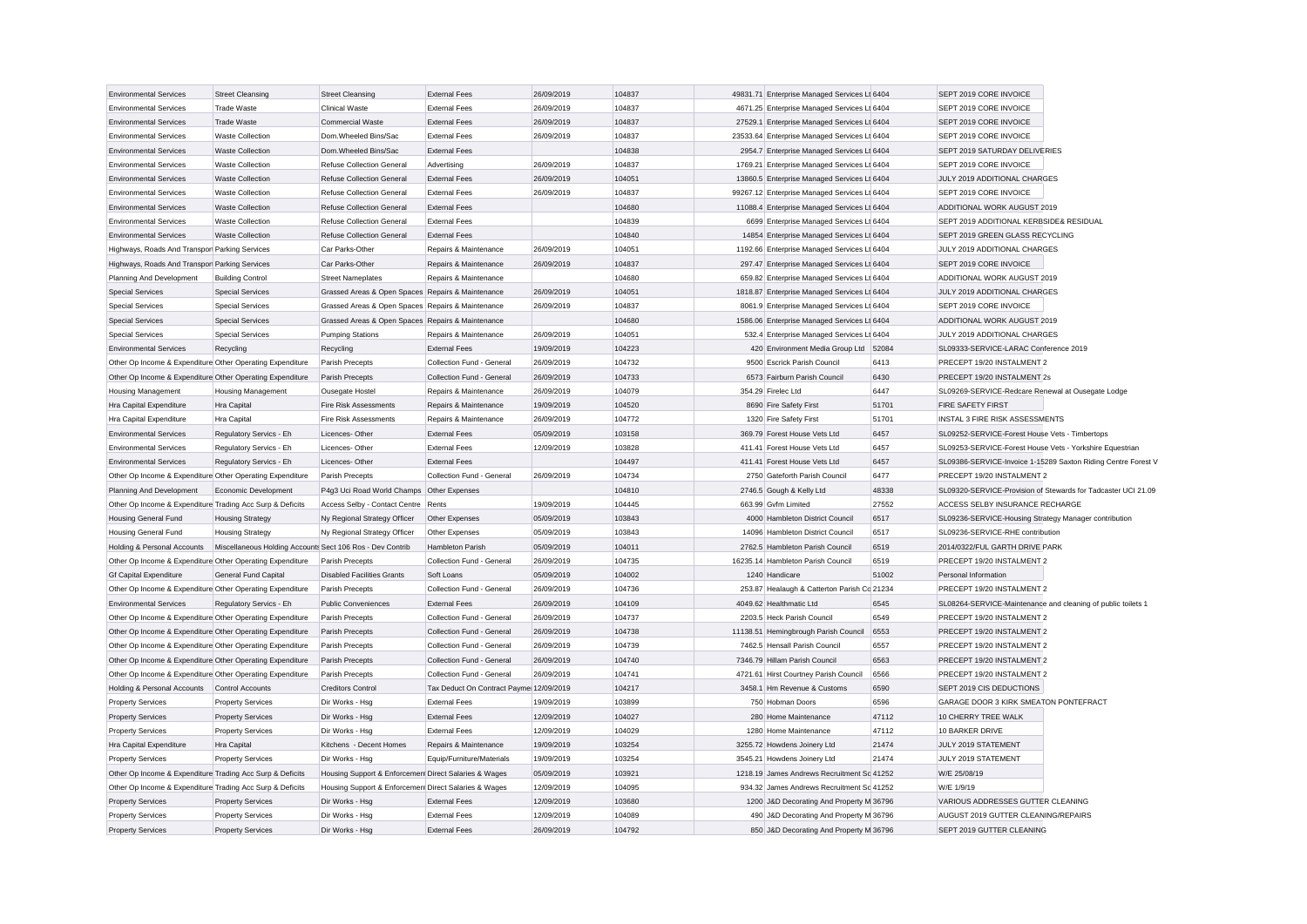| | | | | | | | | | |
|---|---|---|---|---|---|---|---|---|---|
| Environmental Services | Street Cleansing | Street Cleansing | External Fees | 26/09/2019 | 104837 | 49831.71 | Enterprise Managed Services Lt | 6404 | SEPT 2019 CORE INVOICE |
| Environmental Services | Trade Waste | Clinical Waste | External Fees | 26/09/2019 | 104837 | 4671.25 | Enterprise Managed Services Lt | 6404 | SEPT 2019 CORE INVOICE |
| Environmental Services | Trade Waste | Commercial Waste | External Fees | 26/09/2019 | 104837 | 27529.1 | Enterprise Managed Services Lt | 6404 | SEPT 2019 CORE INVOICE |
| Environmental Services | Waste Collection | Dom.Wheeled Bins/Sac | External Fees | 26/09/2019 | 104837 | 23533.64 | Enterprise Managed Services Lt | 6404 | SEPT 2019 CORE INVOICE |
| Environmental Services | Waste Collection | Dom.Wheeled Bins/Sac | External Fees | | 104838 | 2954.7 | Enterprise Managed Services Lt | 6404 | SEPT 2019 SATURDAY DELIVERIES |
| Environmental Services | Waste Collection | Refuse Collection General | Advertising | 26/09/2019 | 104837 | 1769.21 | Enterprise Managed Services Lt | 6404 | SEPT 2019 CORE INVOICE |
| Environmental Services | Waste Collection | Refuse Collection General | External Fees | 26/09/2019 | 104051 | 13860.5 | Enterprise Managed Services Lt | 6404 | JULY 2019 ADDITIONAL CHARGES |
| Environmental Services | Waste Collection | Refuse Collection General | External Fees | 26/09/2019 | 104837 | 99267.12 | Enterprise Managed Services Lt | 6404 | SEPT 2019 CORE INVOICE |
| Environmental Services | Waste Collection | Refuse Collection General | External Fees | | 104680 | 11088.4 | Enterprise Managed Services Lt | 6404 | ADDITIONAL WORK AUGUST 2019 |
| Environmental Services | Waste Collection | Refuse Collection General | External Fees | | 104839 | 6699 | Enterprise Managed Services Lt | 6404 | SEPT 2019 ADDITIONAL KERBSIDE& RESIDUAL |
| Environmental Services | Waste Collection | Refuse Collection General | External Fees | | 104840 | 14854 | Enterprise Managed Services Lt | 6404 | SEPT 2019 GREEN GLASS RECYCLING |
| Highways, Roads And Transport | Parking Services | Car Parks-Other | Repairs & Maintenance | 26/09/2019 | 104051 | 1192.66 | Enterprise Managed Services Lt | 6404 | JULY 2019 ADDITIONAL CHARGES |
| Highways, Roads And Transport | Parking Services | Car Parks-Other | Repairs & Maintenance | 26/09/2019 | 104837 | 297.47 | Enterprise Managed Services Lt | 6404 | SEPT 2019 CORE INVOICE |
| Planning And Development | Building Control | Street Nameplates | Repairs & Maintenance | | 104680 | 659.82 | Enterprise Managed Services Lt | 6404 | ADDITIONAL WORK AUGUST 2019 |
| Special Services | Special Services | Grassed Areas & Open Spaces | Repairs & Maintenance | 26/09/2019 | 104051 | 1818.87 | Enterprise Managed Services Lt | 6404 | JULY 2019 ADDITIONAL CHARGES |
| Special Services | Special Services | Grassed Areas & Open Spaces | Repairs & Maintenance | 26/09/2019 | 104837 | 8061.9 | Enterprise Managed Services Lt | 6404 | SEPT 2019 CORE INVOICE |
| Special Services | Special Services | Grassed Areas & Open Spaces | Repairs & Maintenance | | 104680 | 1586.06 | Enterprise Managed Services Lt | 6404 | ADDITIONAL WORK AUGUST 2019 |
| Special Services | Special Services | Pumping Stations | Repairs & Maintenance | 26/09/2019 | 104051 | 532.4 | Enterprise Managed Services Lt | 6404 | JULY 2019 ADDITIONAL CHARGES |
| Environmental Services | Recycling | Recycling | External Fees | 19/09/2019 | 104223 | 420 | Environment Media Group Ltd | 52084 | SL09333-SERVICE-LARAC Conference 2019 |
| Other Op Income & Expenditure | Other Operating Expenditure | Parish Precepts | Collection Fund - General | 26/09/2019 | 104732 | 9500 | Escrick Parish Council | 6413 | PRECEPT 19/20 INSTALMENT 2 |
| Other Op Income & Expenditure | Other Operating Expenditure | Parish Precepts | Collection Fund - General | 26/09/2019 | 104733 | 6573 | Fairburn Parish Council | 6430 | PRECEPT 19/20 INSTALMENT 2s |
| Housing Management | Housing Management | Ousegate Hostel | Repairs & Maintenance | 26/09/2019 | 104079 | 354.29 | Firelec Ltd | 6447 | SL09269-SERVICE-Redcare Renewal at Ousegate Lodge |
| Hra Capital Expenditure | Hra Capital | Fire Risk Assessments | Repairs & Maintenance | 19/09/2019 | 104520 | 8690 | Fire Safety First | 51701 | FIRE SAFETY FIRST |
| Hra Capital Expenditure | Hra Capital | Fire Risk Assessments | Repairs & Maintenance | 26/09/2019 | 104772 | 1320 | Fire Safety First | 51701 | INSTAL 3 FIRE RISK ASSESSMENTS |
| Environmental Services | Regulatory Servics - Eh | Licences- Other | External Fees | 05/09/2019 | 103158 | 369.79 | Forest House Vets Ltd | 6457 | SL09252-SERVICE-Forest House Vets - Timbertops |
| Environmental Services | Regulatory Servics - Eh | Licences- Other | External Fees | 12/09/2019 | 103828 | 411.41 | Forest House Vets Ltd | 6457 | SL09253-SERVICE-Forest House Vets - Yorkshire Equestrian |
| Environmental Services | Regulatory Servics - Eh | Licences- Other | External Fees | | 104497 | 411.41 | Forest House Vets Ltd | 6457 | SL09386-SERVICE-Invoice 1-15289 Saxton Riding Centre Forest V |
| Other Op Income & Expenditure | Other Operating Expenditure | Parish Precepts | Collection Fund - General | 26/09/2019 | 104734 | 2750 | Gateforth Parish Council | 6477 | PRECEPT 19/20 INSTALMENT 2 |
| Planning And Development | Economic Development | P4g3 Uci Road World Champs | Other Expenses | | 104810 | 2746.5 | Gough & Kelly Ltd | 48338 | SL09320-SERVICE-Provision of Stewards for Tadcaster UCI 21.09 |
| Other Op Income & Expenditure | Trading Acc Surp & Deficits | Access Selby - Contact Centre | Rents | 19/09/2019 | 104445 | 663.99 | Gvfm Limited | 27552 | ACCESS SELBY INSURANCE RECHARGE |
| Housing General Fund | Housing Strategy | Ny Regional Strategy Officer | Other Expenses | 05/09/2019 | 103843 | 4000 | Hambleton District Council | 6517 | SL09236-SERVICE-Housing Strategy Manager contribution |
| Housing General Fund | Housing Strategy | Ny Regional Strategy Officer | Other Expenses | 05/09/2019 | 103843 | 14096 | Hambleton District Council | 6517 | SL09236-SERVICE-RHE contribution |
| Holding & Personal Accounts | Miscellaneous Holding Accounts | Sect 106 Ros - Dev Contrib | Hambleton Parish | 05/09/2019 | 104011 | 2762.5 | Hambleton Parish Council | 6519 | 2014/0322/FUL GARTH DRIVE PARK |
| Other Op Income & Expenditure | Other Operating Expenditure | Parish Precepts | Collection Fund - General | 26/09/2019 | 104735 | 16235.14 | Hambleton Parish Council | 6519 | PRECEPT 19/20 INSTALMENT 2 |
| Gf Capital Expenditure | General Fund Capital | Disabled Facilities Grants | Soft Loans | 05/09/2019 | 104002 | 1240 | Handicare | 51002 | Personal Information |
| Other Op Income & Expenditure | Other Operating Expenditure | Parish Precepts | Collection Fund - General | 26/09/2019 | 104736 | 253.87 | Healaugh & Catterton Parish Co | 21234 | PRECEPT 19/20 INSTALMENT 2 |
| Environmental Services | Regulatory Servics - Eh | Public Conveniences | External Fees | 26/09/2019 | 104109 | 4049.62 | Healthmatic Ltd | 6545 | SL08264-SERVICE-Maintenance and cleaning of public toilets 1 |
| Other Op Income & Expenditure | Other Operating Expenditure | Parish Precepts | Collection Fund - General | 26/09/2019 | 104737 | 2203.5 | Heck Parish Council | 6549 | PRECEPT 19/20 INSTALMENT 2 |
| Other Op Income & Expenditure | Other Operating Expenditure | Parish Precepts | Collection Fund - General | 26/09/2019 | 104738 | 11138.51 | Hemingbrough Parish Council | 6553 | PRECEPT 19/20 INSTALMENT 2 |
| Other Op Income & Expenditure | Other Operating Expenditure | Parish Precepts | Collection Fund - General | 26/09/2019 | 104739 | 7462.5 | Hensall Parish Council | 6557 | PRECEPT 19/20 INSTALMENT 2 |
| Other Op Income & Expenditure | Other Operating Expenditure | Parish Precepts | Collection Fund - General | 26/09/2019 | 104740 | 7346.79 | Hillam Parish Council | 6563 | PRECEPT 19/20 INSTALMENT 2 |
| Other Op Income & Expenditure | Other Operating Expenditure | Parish Precepts | Collection Fund - General | 26/09/2019 | 104741 | 4721.61 | Hirst Courtney Parish Council | 6566 | PRECEPT 19/20 INSTALMENT 2 |
| Holding & Personal Accounts | Control Accounts | Creditors Control | Tax Deduct On Contract Payme | 12/09/2019 | 104217 | 3458.1 | Hm Revenue & Customs | 6590 | SEPT 2019 CIS DEDUCTIONS |
| Property Services | Property Services | Dir Works - Hsg | External Fees | 19/09/2019 | 103899 | 750 | Hobman Doors | 6596 | GARAGE DOOR 3 KIRK SMEATON PONTEFRACT |
| Property Services | Property Services | Dir Works - Hsg | External Fees | 12/09/2019 | 104027 | 280 | Home Maintenance | 47112 | 10 CHERRY TREE WALK |
| Property Services | Property Services | Dir Works - Hsg | External Fees | 12/09/2019 | 104029 | 1280 | Home Maintenance | 47112 | 10 BARKER DRIVE |
| Hra Capital Expenditure | Hra Capital | Kitchens - Decent Homes | Repairs & Maintenance | 19/09/2019 | 103254 | 3255.72 | Howdens Joinery Ltd | 21474 | JULY 2019 STATEMENT |
| Property Services | Property Services | Dir Works - Hsg | Equip/Furniture/Materials | 19/09/2019 | 103254 | 3545.21 | Howdens Joinery Ltd | 21474 | JULY 2019 STATEMENT |
| Other Op Income & Expenditure | Trading Acc Surp & Deficits | Housing Support & Enforcement | Direct Salaries & Wages | 05/09/2019 | 103921 | 1218.19 | James Andrews Recruitment Sc | 41252 | W/E 25/08/19 |
| Other Op Income & Expenditure | Trading Acc Surp & Deficits | Housing Support & Enforcement | Direct Salaries & Wages | 12/09/2019 | 104095 | 934.32 | James Andrews Recruitment Sc | 41252 | W/E 1/9/19 |
| Property Services | Property Services | Dir Works - Hsg | External Fees | 12/09/2019 | 103680 | 1200 | J&D Decorating And Property M | 36796 | VARIOUS ADDRESSES GUTTER CLEANING |
| Property Services | Property Services | Dir Works - Hsg | External Fees | 12/09/2019 | 104089 | 490 | J&D Decorating And Property M | 36796 | AUGUST 2019 GUTTER CLEANING/REPAIRS |
| Property Services | Property Services | Dir Works - Hsg | External Fees | 26/09/2019 | 104792 | 850 | J&D Decorating And Property M | 36796 | SEPT 2019 GUTTER CLEANING |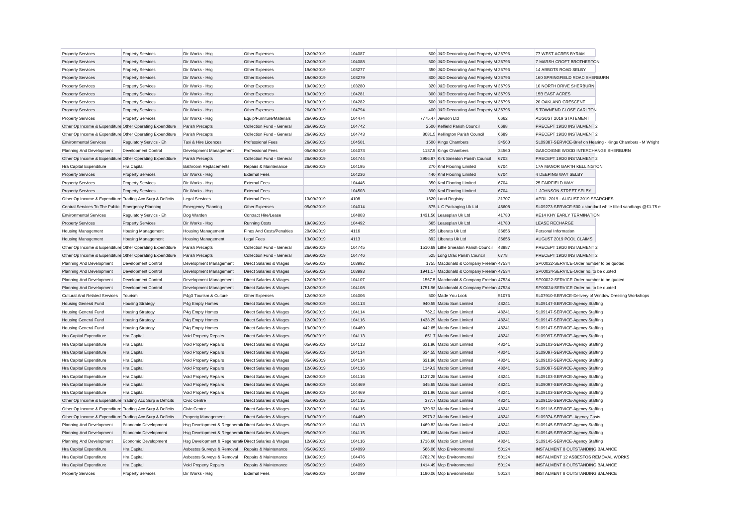| | | | | | | | | | |
|---|---|---|---|---|---|---|---|---|---|
| Property Services | Property Services | Dir Works - Hsg | Other Expenses | 12/09/2019 | 104087 | 500 | J&D Decorating And Property M | 36796 | 77 WEST ACRES BYRAM |
| Property Services | Property Services | Dir Works - Hsg | Other Expenses | 12/09/2019 | 104088 | 600 | J&D Decorating And Property M | 36796 | 7 MARSH CROFT BROTHERTON |
| Property Services | Property Services | Dir Works - Hsg | Other Expenses | 19/09/2019 | 103277 | 350 | J&D Decorating And Property M | 36796 | 14 ABBOTS ROAD SELBY |
| Property Services | Property Services | Dir Works - Hsg | Other Expenses | 19/09/2019 | 103279 | 800 | J&D Decorating And Property M | 36796 | 160 SPRINGFIELD ROAD SHERBURN |
| Property Services | Property Services | Dir Works - Hsg | Other Expenses | 19/09/2019 | 103280 | 320 | J&D Decorating And Property M | 36796 | 10 NORTH DRIVE SHERBURN |
| Property Services | Property Services | Dir Works - Hsg | Other Expenses | 19/09/2019 | 104281 | 300 | J&D Decorating And Property M | 36796 | 15B EAST ACRES |
| Property Services | Property Services | Dir Works - Hsg | Other Expenses | 19/09/2019 | 104282 | 500 | J&D Decorating And Property M | 36796 | 20 OAKLAND CRESCENT |
| Property Services | Property Services | Dir Works - Hsg | Other Expenses | 26/09/2019 | 104794 | 400 | J&D Decorating And Property M | 36796 | 5 TOWNEND CLOSE CARLTON |
| Property Services | Property Services | Dir Works - Hsg | Equip/Furniture/Materials | 26/09/2019 | 104474 | 7775.47 | Jewson Ltd | 6662 | AUGUST 2019 STATEMENT |
| Other Op Income & Expenditure | Other Operating Expenditure | Parish Precepts | Collection Fund - General | 26/09/2019 | 104742 | 2500 | Kelfield Parish Council | 6688 | PRECEPT 19/20 INSTALMENT 2 |
| Other Op Income & Expenditure | Other Operating Expenditure | Parish Precepts | Collection Fund - General | 26/09/2019 | 104743 | 8081.5 | Kellington Parish Council | 6689 | PRECEPT 19/20 INSTALMENT 2 |
| Environmental Services | Regulatory Servics - Eh | Taxi & Hire Licences | Professional Fees | 26/09/2019 | 104501 | 1500 | Kings Chambers | 34560 | SL09387-SERVICE-Brief on Hearing - Kings Chambers - M Wright |
| Planning And Development | Development Control | Development Management | Professional Fees | 05/09/2019 | 104073 | 1137.5 | Kings Chambers | 34560 | GASCOIGNE WOOD INTERCHANGE SHERBURN |
| Other Op Income & Expenditure | Other Operating Expenditure | Parish Precepts | Collection Fund - General | 26/09/2019 | 104744 | 3956.97 | Kirk Smeaton Parish Council | 6703 | PRECEPT 19/20 INSTALMENT 2 |
| Hra Capital Expenditure | Hra Capital | Bathroom Replacements | Repairs & Maintenance | 26/09/2019 | 104195 | 270 | Kml Flooring Limited | 6704 | 17A MANOR GARTH KELLINGTON |
| Property Services | Property Services | Dir Works - Hsg | External Fees | | 104236 | 440 | Kml Flooring Limited | 6704 | 4 DEEPING WAY SELBY |
| Property Services | Property Services | Dir Works - Hsg | External Fees | | 104446 | 350 | Kml Flooring Limited | 6704 | 25 FAIRFIELD WAY |
| Property Services | Property Services | Dir Works - Hsg | External Fees | | 104503 | 390 | Kml Flooring Limited | 6704 | 1 JOHNSON STREET SELBY |
| Other Op Income & Expenditure | Trading Acc Surp & Deficits | Legal Services | External Fees | 13/09/2019 | 4108 | 1620 | Land Registry | 31707 | APRIL 2019 - AUGUST 2019 SEARCHES |
| Central Services To The Public | Emergency Planning | Emergency Planning | Other Expenses | 05/09/2019 | 104014 | 875 | L C Packaging Uk Ltd | 45608 | SL09273-SERVICE-500 x standard white filled sandbags @£1.75 e |
| Environmental Services | Regulatory Servics - Eh | Dog Warden | Contract Hire/Lease | | 104803 | 1431.56 | Leaseplan Uk Ltd | 41780 | KE14 KHY EARLY TERMINATION |
| Property Services | Property Services | Dir Works - Hsg | Running Costs | 19/09/2019 | 104492 | 665 | Leaseplan Uk Ltd | 41780 | LEASE RECHARGE |
| Housing Management | Housing Management | Housing Management | Fines And Costs/Penalties | 20/09/2019 | 4116 | 255 | Liberata Uk Ltd | 36656 | Personal Information |
| Housing Management | Housing Management | Housing Management | Legal Fees | 13/09/2019 | 4113 | 892 | Liberata Uk Ltd | 36656 | AUGUST 2019 PCOL CLAIMS |
| Other Op Income & Expenditure | Other Operating Expenditure | Parish Precepts | Collection Fund - General | 26/09/2019 | 104745 | 1510.69 | Little Smeaton Parish Council | 43987 | PRECEPT 19/20 INSTALMENT 2 |
| Other Op Income & Expenditure | Other Operating Expenditure | Parish Precepts | Collection Fund - General | 26/09/2019 | 104746 | 525 | Long Drax Parish Council | 6778 | PRECEPT 19/20 INSTALMENT 2 |
| Planning And Development | Development Control | Development Management | Direct Salaries & Wages | 05/09/2019 | 103992 | 1755 | Macdonald & Company Freelan | 47534 | SP00022-SERVICE-Order number to be quoted |
| Planning And Development | Development Control | Development Management | Direct Salaries & Wages | 05/09/2019 | 103993 | 1941.17 | Macdonald & Company Freelan | 47534 | SP00024-SERVICE-Order no. to be quoted |
| Planning And Development | Development Control | Development Management | Direct Salaries & Wages | 12/09/2019 | 104107 | 1567.5 | Macdonald & Company Freelan | 47534 | SP00022-SERVICE-Order number to be quoted |
| Planning And Development | Development Control | Development Management | Direct Salaries & Wages | 12/09/2019 | 104108 | 1751.96 | Macdonald & Company Freelan | 47534 | SP00024-SERVICE-Order no. to be quoted |
| Cultural And Related Services | Tourism | P4g3 Tourism & Culture | Other Expenses | 12/09/2019 | 104006 | 500 | Made You Look | 51076 | SL07910-SERVICE-Delivery of Window Dressing Workshops |
| Housing General Fund | Housing Strategy | P4g Empty Homes | Direct Salaries & Wages | 05/09/2019 | 104113 | 940.55 | Matrix Scm Limited | 48241 | SL09147-SERVICE-Agency Staffing |
| Housing General Fund | Housing Strategy | P4g Empty Homes | Direct Salaries & Wages | 05/09/2019 | 104114 | 762.2 | Matrix Scm Limited | 48241 | SL09147-SERVICE-Agency Staffing |
| Housing General Fund | Housing Strategy | P4g Empty Homes | Direct Salaries & Wages | 12/09/2019 | 104116 | 1438.29 | Matrix Scm Limited | 48241 | SL09147-SERVICE-Agency Staffing |
| Housing General Fund | Housing Strategy | P4g Empty Homes | Direct Salaries & Wages | 19/09/2019 | 104469 | 442.65 | Matrix Scm Limited | 48241 | SL09147-SERVICE-Agency Staffing |
| Hra Capital Expenditure | Hra Capital | Void Property Repairs | Direct Salaries & Wages | 05/09/2019 | 104113 | 651.7 | Matrix Scm Limited | 48241 | SL09097-SERVICE-Agency Staffing |
| Hra Capital Expenditure | Hra Capital | Void Property Repairs | Direct Salaries & Wages | 05/09/2019 | 104113 | 631.96 | Matrix Scm Limited | 48241 | SL09103-SERVICE-Agency Staffing |
| Hra Capital Expenditure | Hra Capital | Void Property Repairs | Direct Salaries & Wages | 05/09/2019 | 104114 | 634.55 | Matrix Scm Limited | 48241 | SL09097-SERVICE-Agency Staffing |
| Hra Capital Expenditure | Hra Capital | Void Property Repairs | Direct Salaries & Wages | 05/09/2019 | 104114 | 631.96 | Matrix Scm Limited | 48241 | SL09103-SERVICE-Agency Staffing |
| Hra Capital Expenditure | Hra Capital | Void Property Repairs | Direct Salaries & Wages | 12/09/2019 | 104116 | 1149.3 | Matrix Scm Limited | 48241 | SL09097-SERVICE-Agency Staffing |
| Hra Capital Expenditure | Hra Capital | Void Property Repairs | Direct Salaries & Wages | 12/09/2019 | 104116 | 1127.28 | Matrix Scm Limited | 48241 | SL09103-SERVICE-Agency Staffing |
| Hra Capital Expenditure | Hra Capital | Void Property Repairs | Direct Salaries & Wages | 19/09/2019 | 104469 | 645.65 | Matrix Scm Limited | 48241 | SL09097-SERVICE-Agency Staffing |
| Hra Capital Expenditure | Hra Capital | Void Property Repairs | Direct Salaries & Wages | 19/09/2019 | 104469 | 631.96 | Matrix Scm Limited | 48241 | SL09103-SERVICE-Agency Staffing |
| Other Op Income & Expenditure | Trading Acc Surp & Deficits | Civic Centre | Direct Salaries & Wages | 05/09/2019 | 104115 | 377.7 | Matrix Scm Limited | 48241 | SL09116-SERVICE-Agency Staffing |
| Other Op Income & Expenditure | Trading Acc Surp & Deficits | Civic Centre | Direct Salaries & Wages | 12/09/2019 | 104116 | 339.93 | Matrix Scm Limited | 48241 | SL09116-SERVICE-Agency Staffing |
| Other Op Income & Expenditure | Trading Acc Surp & Deficits | Property Management | Direct Salaries & Wages | 19/09/2019 | 104469 | 2973.3 | Matrix Scm Limited | 48241 | SL09374-SERVICE- Agency Costs |
| Planning And Development | Economic Development | Hsg Development & Regenerati | Direct Salaries & Wages | 05/09/2019 | 104113 | 1469.82 | Matrix Scm Limited | 48241 | SL09145-SERVICE-Agency Staffing |
| Planning And Development | Economic Development | Hsg Development & Regenerati | Direct Salaries & Wages | 05/09/2019 | 104115 | 1054.68 | Matrix Scm Limited | 48241 | SL09145-SERVICE-Agency Staffing |
| Planning And Development | Economic Development | Hsg Development & Regenerati | Direct Salaries & Wages | 12/09/2019 | 104116 | 1716.66 | Matrix Scm Limited | 48241 | SL09145-SERVICE-Agency Staffing |
| Hra Capital Expenditure | Hra Capital | Asbestos Surveys & Removal | Repairs & Maintenance | 05/09/2019 | 104099 | 566.06 | Mcp Environmental | 50124 | INSTALMENT 8 OUTSTANDING BALANCE |
| Hra Capital Expenditure | Hra Capital | Asbestos Surveys & Removal | Repairs & Maintenance | 19/09/2019 | 104476 | 3782.78 | Mcp Environmental | 50124 | INSTALMENT 12 ASBESTOS REMOVAL WORKS |
| Hra Capital Expenditure | Hra Capital | Void Property Repairs | Repairs & Maintenance | 05/09/2019 | 104099 | 1414.49 | Mcp Environmental | 50124 | INSTALMENT 8 OUTSTANDING BALANCE |
| Property Services | Property Services | Dir Works - Hsg | External Fees | 05/09/2019 | 104099 | 1190.06 | Mcp Environmental | 50124 | INSTALMENT 8 OUTSTANDING BALANCE |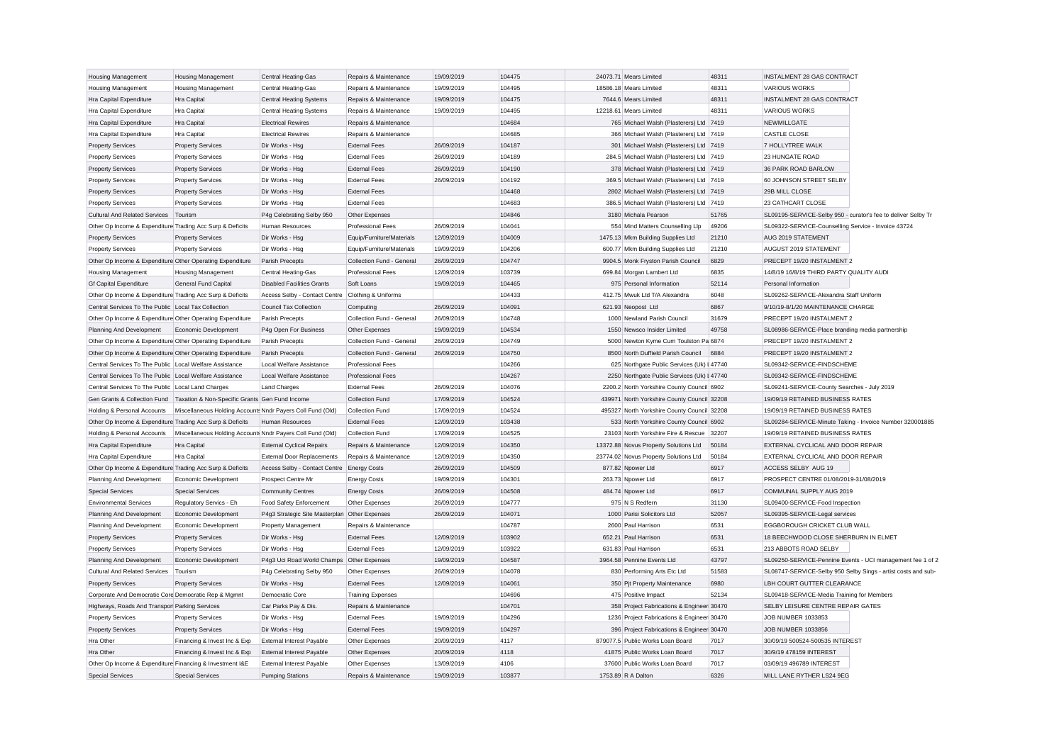| | | | | | | | | | |
|---|---|---|---|---|---|---|---|---|---|
| Housing Management | Housing Management | Central Heating-Gas | Repairs & Maintenance | 19/09/2019 | 104475 | 24073.71 | Mears Limited | 48311 | INSTALMENT 28 GAS CONTRACT |
| Housing Management | Housing Management | Central Heating-Gas | Repairs & Maintenance | 19/09/2019 | 104495 | 18586.18 | Mears Limited | 48311 | VARIOUS WORKS |
| Hra Capital Expenditure | Hra Capital | Central Heating Systems | Repairs & Maintenance | 19/09/2019 | 104475 | 7644.6 | Mears Limited | 48311 | INSTALMENT 28 GAS CONTRACT |
| Hra Capital Expenditure | Hra Capital | Central Heating Systems | Repairs & Maintenance | 19/09/2019 | 104495 | 12218.61 | Mears Limited | 48311 | VARIOUS WORKS |
| Hra Capital Expenditure | Hra Capital | Electrical Rewires | Repairs & Maintenance | | 104684 | 765 | Michael Walsh (Plasterers) Ltd | 7419 | NEWMILLGATE |
| Hra Capital Expenditure | Hra Capital | Electrical Rewires | Repairs & Maintenance | | 104685 | 366 | Michael Walsh (Plasterers) Ltd | 7419 | CASTLE CLOSE |
| Property Services | Property Services | Dir Works - Hsg | External Fees | 26/09/2019 | 104187 | 301 | Michael Walsh (Plasterers) Ltd | 7419 | 7 HOLLYTREE WALK |
| Property Services | Property Services | Dir Works - Hsg | External Fees | 26/09/2019 | 104189 | 284.5 | Michael Walsh (Plasterers) Ltd | 7419 | 23 HUNGATE ROAD |
| Property Services | Property Services | Dir Works - Hsg | External Fees | 26/09/2019 | 104190 | 378 | Michael Walsh (Plasterers) Ltd | 7419 | 36 PARK ROAD BARLOW |
| Property Services | Property Services | Dir Works - Hsg | External Fees | 26/09/2019 | 104192 | 369.5 | Michael Walsh (Plasterers) Ltd | 7419 | 60 JOHNSON STREET SELBY |
| Property Services | Property Services | Dir Works - Hsg | External Fees | | 104468 | 2802 | Michael Walsh (Plasterers) Ltd | 7419 | 29B MILL CLOSE |
| Property Services | Property Services | Dir Works - Hsg | External Fees | | 104683 | 386.5 | Michael Walsh (Plasterers) Ltd | 7419 | 23 CATHCART CLOSE |
| Cultural And Related Services | Tourism | P4g Celebrating Selby 950 | Other Expenses | | 104846 | 3180 | Michala Pearson | 51765 | SL09195-SERVICE-Selby 950 - curator's fee to deliver Selby Tr |
| Other Op Income & Expenditure | Trading Acc Surp & Deficits | Human Resources | Professional Fees | 26/09/2019 | 104041 | 554 | Mind Matters Counselling Llp | 49206 | SL09322-SERVICE-Counselling Service - Invoice 43724 |
| Property Services | Property Services | Dir Works - Hsg | Equip/Furniture/Materials | 12/09/2019 | 104009 | 1475.13 | Mkm Building Supplies Ltd | 21210 | AUG 2019 STATEMENT |
| Property Services | Property Services | Dir Works - Hsg | Equip/Furniture/Materials | 19/09/2019 | 104206 | 600.77 | Mkm Building Supplies Ltd | 21210 | AUGUST 2019 STATEMENT |
| Other Op Income & Expenditure | Other Operating Expenditure | Parish Precepts | Collection Fund - General | 26/09/2019 | 104747 | 9904.5 | Monk Fryston Parish Council | 6829 | PRECEPT 19/20 INSTALMENT 2 |
| Housing Management | Housing Management | Central Heating-Gas | Professional Fees | 12/09/2019 | 103739 | 699.84 | Morgan Lambert Ltd | 6835 | 14/8/19 16/8/19 THIRD PARTY QUALITY AUDI |
| Gf Capital Expenditure | General Fund Capital | Disabled Facilities Grants | Soft Loans | 19/09/2019 | 104465 | 975 | Personal Information | 52114 | Personal Information |
| Other Op Income & Expenditure | Trading Acc Surp & Deficits | Access Selby - Contact Centre | Clothing & Uniforms | | 104433 | 412.75 | Mwuk Ltd T/A Alexandra | 6048 | SL09262-SERVICE-Alexandra Staff Uniform |
| Central Services To The Public | Local Tax Collection | Council Tax Collection | Computing | 26/09/2019 | 104091 | 621.93 | Neopost Ltd | 6867 | 9/10/19-8/1/20 MAINTENANCE CHARGE |
| Other Op Income & Expenditure | Other Operating Expenditure | Parish Precepts | Collection Fund - General | 26/09/2019 | 104748 | 1000 | Newland Parish Council | 31679 | PRECEPT 19/20 INSTALMENT 2 |
| Planning And Development | Economic Development | P4g Open For Business | Other Expenses | 19/09/2019 | 104534 | 1550 | Newsco Insider Limited | 49758 | SL08986-SERVICE-Place branding media partnership |
| Other Op Income & Expenditure | Other Operating Expenditure | Parish Precepts | Collection Fund - General | 26/09/2019 | 104749 | 5000 | Newton Kyme Cum Toulston Pa | 6874 | PRECEPT 19/20 INSTALMENT 2 |
| Other Op Income & Expenditure | Other Operating Expenditure | Parish Precepts | Collection Fund - General | 26/09/2019 | 104750 | 8500 | North Duffield Parish Council | 6884 | PRECEPT 19/20 INSTALMENT 2 |
| Central Services To The Public | Local Welfare Assistance | Local Welfare Assistance | Professional Fees | | 104266 | 625 | Northgate Public Services (Uk) I | 47740 | SL09342-SERVICE-FINDSCHEME |
| Central Services To The Public | Local Welfare Assistance | Local Welfare Assistance | Professional Fees | | 104267 | 2250 | Northgate Public Services (Uk) I | 47740 | SL09342-SERVICE-FINDSCHEME |
| Central Services To The Public | Local Land Charges | Land Charges | External Fees | 26/09/2019 | 104076 | 2200.2 | North Yorkshire County Council | 6902 | SL09241-SERVICE-County Searches - July 2019 |
| Gen Grants & Collection Fund | Taxation & Non-Specific Grants | Gen Fund Income | Collection Fund | 17/09/2019 | 104524 | 439971 | North Yorkshire County Council | 32208 | 19/09/19 RETAINED BUSINESS RATES |
| Holding & Personal Accounts | Miscellaneous Holding Accounts | Nndr Payers Coll Fund (Old) | Collection Fund | 17/09/2019 | 104524 | 495327 | North Yorkshire County Council | 32208 | 19/09/19 RETAINED BUSINESS RATES |
| Other Op Income & Expenditure | Trading Acc Surp & Deficits | Human Resources | External Fees | 12/09/2019 | 103438 | 533 | North Yorkshire County Council | 6902 | SL09284-SERVICE-Minute Taking - Invoice Number 320001885 |
| Holding & Personal Accounts | Miscellaneous Holding Accounts | Nndr Payers Coll Fund (Old) | Collection Fund | 17/09/2019 | 104525 | 23103 | North Yorkshire Fire & Rescue | 32207 | 19/09/19 RETAINED BUSINESS RATES |
| Hra Capital Expenditure | Hra Capital | External Cyclical Repairs | Repairs & Maintenance | 12/09/2019 | 104350 | 13372.88 | Novus Property Solutions Ltd | 50184 | EXTERNAL CYCLICAL AND DOOR REPAIR |
| Hra Capital Expenditure | Hra Capital | External Door Replacements | Repairs & Maintenance | 12/09/2019 | 104350 | 23774.02 | Novus Property Solutions Ltd | 50184 | EXTERNAL CYCLICAL AND DOOR REPAIR |
| Other Op Income & Expenditure | Trading Acc Surp & Deficits | Access Selby - Contact Centre | Energy Costs | 26/09/2019 | 104509 | 877.82 | Npower Ltd | 6917 | ACCESS SELBY AUG 19 |
| Planning And Development | Economic Development | Prospect Centre Mr | Energy Costs | 19/09/2019 | 104301 | 263.73 | Npower Ltd | 6917 | PROSPECT CENTRE 01/08/2019-31/08/2019 |
| Special Services | Special Services | Community Centres | Energy Costs | 26/09/2019 | 104508 | 484.74 | Npower Ltd | 6917 | COMMUNAL SUPPLY AUG 2019 |
| Environmental Services | Regulatory Servics - Eh | Food Safety Enforcement | Other Expenses | 26/09/2019 | 104777 | 975 | N S Redfern | 31130 | SL09400-SERVICE-Food Inspection |
| Planning And Development | Economic Development | P4g3 Strategic Site Masterplan | Other Expenses | 26/09/2019 | 104071 | 1000 | Parisi Solicitors Ltd | 52057 | SL09395-SERVICE-Legal services |
| Planning And Development | Economic Development | Property Management | Repairs & Maintenance | | 104787 | 2600 | Paul Harrison | 6531 | EGGBOROUGH CRICKET CLUB WALL |
| Property Services | Property Services | Dir Works - Hsg | External Fees | 12/09/2019 | 103902 | 652.21 | Paul Harrison | 6531 | 18 BEECHWOOD CLOSE SHERBURN IN ELMET |
| Property Services | Property Services | Dir Works - Hsg | External Fees | 12/09/2019 | 103922 | 631.83 | Paul Harrison | 6531 | 213 ABBOTS ROAD SELBY |
| Planning And Development | Economic Development | P4g3 Uci Road World Champs | Other Expenses | 19/09/2019 | 104587 | 3964.58 | Pennine Events Ltd | 43797 | SL09250-SERVICE-Pennine Events - UCI management fee 1 of 2 |
| Cultural And Related Services | Tourism | P4g Celebrating Selby 950 | Other Expenses | 26/09/2019 | 104078 | 830 | Performing Arts Etc Ltd | 51583 | SL08747-SERVICE-Selby 950 Selby Sings - artist costs and sub- |
| Property Services | Property Services | Dir Works - Hsg | External Fees | 12/09/2019 | 104061 | 350 | Pjt Property Maintenance | 6980 | LBH COURT GUTTER CLEARANCE |
| Corporate And Democratic Core | Democratic Rep & Mgmnt | Democratic Core | Training Expenses | | 104696 | 475 | Positive Impact | 52134 | SL09418-SERVICE-Media Training for Members |
| Highways, Roads And Transport | Parking Services | Car Parks Pay & Dis. | Repairs & Maintenance | | 104701 | 358 | Project Fabrications & Engineer | 30470 | SELBY LEISURE CENTRE REPAIR GATES |
| Property Services | Property Services | Dir Works - Hsg | External Fees | 19/09/2019 | 104296 | 1236 | Project Fabrications & Engineer | 30470 | JOB NUMBER 1033853 |
| Property Services | Property Services | Dir Works - Hsg | External Fees | 19/09/2019 | 104297 | 396 | Project Fabrications & Engineer | 30470 | JOB NUMBER 1033856 |
| Hra Other | Financing & Invest Inc & Exp | External Interest Payable | Other Expenses | 20/09/2019 | 4117 | 879077.5 | Public Works Loan Board | 7017 | 30/09/19 500524-500535 INTEREST |
| Hra Other | Financing & Invest Inc & Exp | External Interest Payable | Other Expenses | 20/09/2019 | 4118 | 41875 | Public Works Loan Board | 7017 | 30/9/19 478159 INTEREST |
| Other Op Income & Expenditure | Financing & Investment I&E | External Interest Payable | Other Expenses | 13/09/2019 | 4106 | 37600 | Public Works Loan Board | 7017 | 03/09/19 496789 INTEREST |
| Special Services | Special Services | Pumping Stations | Repairs & Maintenance | 19/09/2019 | 103877 | 1753.89 | R A Dalton | 6326 | MILL LANE RYTHER LS24 9EG |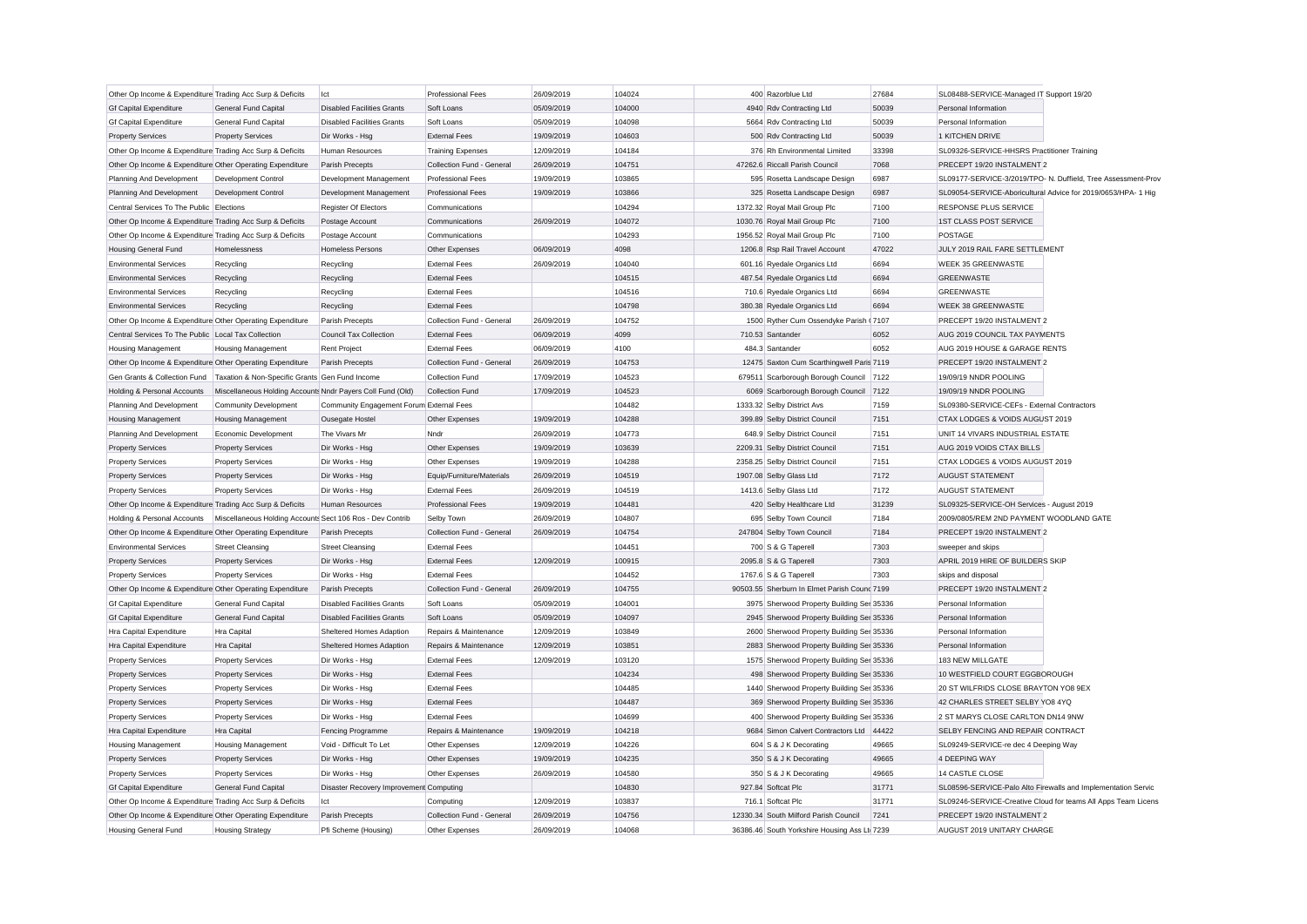| | | | | | | | | | |
|---|---|---|---|---|---|---|---|---|---|
| Other Op Income & Expenditure | Trading Acc Surp & Deficits | Ict | Professional Fees | 26/09/2019 | 104024 | 400 | Razorblue Ltd | 27684 | SL08488-SERVICE-Managed IT Support 19/20 |
| Gf Capital Expenditure | General Fund Capital | Disabled Facilities Grants | Soft Loans | 05/09/2019 | 104000 | 4940 | Rdv Contracting Ltd | 50039 | Personal Information |
| Gf Capital Expenditure | General Fund Capital | Disabled Facilities Grants | Soft Loans | 05/09/2019 | 104098 | 5664 | Rdv Contracting Ltd | 50039 | Personal Information |
| Property Services | Property Services | Dir Works - Hsg | External Fees | 19/09/2019 | 104603 | 500 | Rdv Contracting Ltd | 50039 | 1 KITCHEN DRIVE |
| Other Op Income & Expenditure | Trading Acc Surp & Deficits | Human Resources | Training Expenses | 12/09/2019 | 104184 | 376 | Rh Environmental Limited | 33398 | SL09326-SERVICE-HHSRS Practitioner Training |
| Other Op Income & Expenditure | Other Operating Expenditure | Parish Precepts | Collection Fund - General | 26/09/2019 | 104751 | 47262.6 | Riccall Parish Council | 7068 | PRECEPT 19/20 INSTALMENT 2 |
| Planning And Development | Development Control | Development Management | Professional Fees | 19/09/2019 | 103865 | 595 | Rosetta Landscape Design | 6987 | SL09177-SERVICE-3/2019/TPO- N. Duffield, Tree Assessment-Prov |
| Planning And Development | Development Control | Development Management | Professional Fees | 19/09/2019 | 103866 | 325 | Rosetta Landscape Design | 6987 | SL09054-SERVICE-Aboricultural Advice for 2019/0653/HPA- 1 Hig |
| Central Services To The Public | Elections | Register Of Electors | Communications | | 104294 | 1372.32 | Royal Mail Group Plc | 7100 | RESPONSE PLUS SERVICE |
| Other Op Income & Expenditure | Trading Acc Surp & Deficits | Postage Account | Communications | 26/09/2019 | 104072 | 1030.76 | Royal Mail Group Plc | 7100 | 1ST CLASS POST SERVICE |
| Other Op Income & Expenditure | Trading Acc Surp & Deficits | Postage Account | Communications | | 104293 | 1956.52 | Royal Mail Group Plc | 7100 | POSTAGE |
| Housing General Fund | Homelessness | Homeless Persons | Other Expenses | 06/09/2019 | 4098 | 1206.8 | Rsp Rail Travel Account | 47022 | JULY 2019 RAIL FARE SETTLEMENT |
| Environmental Services | Recycling | Recycling | External Fees | 26/09/2019 | 104040 | 601.16 | Ryedale Organics Ltd | 6694 | WEEK 35 GREENWASTE |
| Environmental Services | Recycling | Recycling | External Fees | | 104515 | 487.54 | Ryedale Organics Ltd | 6694 | GREENWASTE |
| Environmental Services | Recycling | Recycling | External Fees | | 104516 | 710.6 | Ryedale Organics Ltd | 6694 | GREENWASTE |
| Environmental Services | Recycling | Recycling | External Fees | | 104798 | 380.38 | Ryedale Organics Ltd | 6694 | WEEK 38 GREENWASTE |
| Other Op Income & Expenditure | Other Operating Expenditure | Parish Precepts | Collection Fund - General | 26/09/2019 | 104752 | 1500 | Ryther Cum Ossendyke Parish C | 7107 | PRECEPT 19/20 INSTALMENT 2 |
| Central Services To The Public | Local Tax Collection | Council Tax Collection | External Fees | 06/09/2019 | 4099 | 710.53 | Santander | 6052 | AUG 2019 COUNCIL TAX PAYMENTS |
| Housing Management | Housing Management | Rent Project | External Fees | 06/09/2019 | 4100 | 484.3 | Santander | 6052 | AUG 2019 HOUSE & GARAGE RENTS |
| Other Op Income & Expenditure | Other Operating Expenditure | Parish Precepts | Collection Fund - General | 26/09/2019 | 104753 | 12475 | Saxton Cum Scarthingwell Paris | 7119 | PRECEPT 19/20 INSTALMENT 2 |
| Gen Grants & Collection Fund | Taxation & Non-Specific Grants | Gen Fund Income | Collection Fund | 17/09/2019 | 104523 | 679511 | Scarborough Borough Council | 7122 | 19/09/19 NNDR POOLING |
| Holding & Personal Accounts | Miscellaneous Holding Accounts | Nndr Payers Coll Fund (Old) | Collection Fund | 17/09/2019 | 104523 | 6069 | Scarborough Borough Council | 7122 | 19/09/19 NNDR POOLING |
| Planning And Development | Community Development | Community Engagement Forum | External Fees | | 104482 | 1333.32 | Selby District Avs | 7159 | SL09380-SERVICE-CEFs - External Contractors |
| Housing Management | Housing Management | Ousegate Hostel | Other Expenses | 19/09/2019 | 104288 | 399.89 | Selby District Council | 7151 | CTAX LODGES & VOIDS AUGUST 2019 |
| Planning And Development | Economic Development | The Vivars Mr | Nndr | 26/09/2019 | 104773 | 648.9 | Selby District Council | 7151 | UNIT 14 VIVARS INDUSTRIAL ESTATE |
| Property Services | Property Services | Dir Works - Hsg | Other Expenses | 19/09/2019 | 103639 | 2209.31 | Selby District Council | 7151 | AUG 2019 VOIDS CTAX BILLS |
| Property Services | Property Services | Dir Works - Hsg | Other Expenses | 19/09/2019 | 104288 | 2358.25 | Selby District Council | 7151 | CTAX LODGES & VOIDS AUGUST 2019 |
| Property Services | Property Services | Dir Works - Hsg | Equip/Furniture/Materials | 26/09/2019 | 104519 | 1907.08 | Selby Glass Ltd | 7172 | AUGUST STATEMENT |
| Property Services | Property Services | Dir Works - Hsg | External Fees | 26/09/2019 | 104519 | 1413.6 | Selby Glass Ltd | 7172 | AUGUST STATEMENT |
| Other Op Income & Expenditure | Trading Acc Surp & Deficits | Human Resources | Professional Fees | 19/09/2019 | 104481 | 420 | Selby Healthcare Ltd | 31239 | SL09325-SERVICE-OH Services - August 2019 |
| Holding & Personal Accounts | Miscellaneous Holding Accounts | Sect 106 Ros - Dev Contrib | Selby Town | 26/09/2019 | 104807 | 695 | Selby Town Council | 7184 | 2009/0805/REM 2ND PAYMENT WOODLAND GATE |
| Other Op Income & Expenditure | Other Operating Expenditure | Parish Precepts | Collection Fund - General | 26/09/2019 | 104754 | 247804 | Selby Town Council | 7184 | PRECEPT 19/20 INSTALMENT 2 |
| Environmental Services | Street Cleansing | Street Cleansing | External Fees | | 104451 | 700 | S & G Taperell | 7303 | sweeper and skips |
| Property Services | Property Services | Dir Works - Hsg | External Fees | 12/09/2019 | 100915 | 2095.8 | S & G Taperell | 7303 | APRIL 2019 HIRE OF BUILDERS SKIP |
| Property Services | Property Services | Dir Works - Hsg | External Fees | | 104452 | 1767.6 | S & G Taperell | 7303 | skips and disposal |
| Other Op Income & Expenditure | Other Operating Expenditure | Parish Precepts | Collection Fund - General | 26/09/2019 | 104755 | 90503.55 | Sherburn In Elmet Parish Counc | 7199 | PRECEPT 19/20 INSTALMENT 2 |
| Gf Capital Expenditure | General Fund Capital | Disabled Facilities Grants | Soft Loans | 05/09/2019 | 104001 | 3975 | Sherwood Property Building Ser | 35336 | Personal Information |
| Gf Capital Expenditure | General Fund Capital | Disabled Facilities Grants | Soft Loans | 05/09/2019 | 104097 | 2945 | Sherwood Property Building Ser | 35336 | Personal Information |
| Hra Capital Expenditure | Hra Capital | Sheltered Homes Adaption | Repairs & Maintenance | 12/09/2019 | 103849 | 2600 | Sherwood Property Building Ser | 35336 | Personal Information |
| Hra Capital Expenditure | Hra Capital | Sheltered Homes Adaption | Repairs & Maintenance | 12/09/2019 | 103851 | 2883 | Sherwood Property Building Ser | 35336 | Personal Information |
| Property Services | Property Services | Dir Works - Hsg | External Fees | 12/09/2019 | 103120 | 1575 | Sherwood Property Building Ser | 35336 | 183 NEW MILLGATE |
| Property Services | Property Services | Dir Works - Hsg | External Fees | | 104234 | 498 | Sherwood Property Building Ser | 35336 | 10 WESTFIELD COURT EGGBOROUGH |
| Property Services | Property Services | Dir Works - Hsg | External Fees | | 104485 | 1440 | Sherwood Property Building Ser | 35336 | 20 ST WILFRIDS CLOSE BRAYTON YO8 9EX |
| Property Services | Property Services | Dir Works - Hsg | External Fees | | 104487 | 369 | Sherwood Property Building Ser | 35336 | 42 CHARLES STREET SELBY YO8 4YQ |
| Property Services | Property Services | Dir Works - Hsg | External Fees | | 104699 | 400 | Sherwood Property Building Ser | 35336 | 2 ST MARYS CLOSE CARLTON DN14 9NW |
| Hra Capital Expenditure | Hra Capital | Fencing Programme | Repairs & Maintenance | 19/09/2019 | 104218 | 9684 | Simon Calvert Contractors Ltd | 44422 | SELBY FENCING AND REPAIR CONTRACT |
| Housing Management | Housing Management | Void - Difficult To Let | Other Expenses | 12/09/2019 | 104226 | 604 | S & J K Decorating | 49665 | SL09249-SERVICE-re dec 4 Deeping Way |
| Property Services | Property Services | Dir Works - Hsg | Other Expenses | 19/09/2019 | 104235 | 350 | S & J K Decorating | 49665 | 4 DEEPING WAY |
| Property Services | Property Services | Dir Works - Hsg | Other Expenses | 26/09/2019 | 104580 | 350 | S & J K Decorating | 49665 | 14 CASTLE CLOSE |
| Gf Capital Expenditure | General Fund Capital | Disaster Recovery Improvement | Computing | | 104830 | 927.84 | Softcat Plc | 31771 | SL08596-SERVICE-Palo Alto Firewalls and Implementation Servic |
| Other Op Income & Expenditure | Trading Acc Surp & Deficits | Ict | Computing | 12/09/2019 | 103837 | 716.1 | Softcat Plc | 31771 | SL09246-SERVICE-Creative Cloud for teams All Apps Team Licens |
| Other Op Income & Expenditure | Other Operating Expenditure | Parish Precepts | Collection Fund - General | 26/09/2019 | 104756 | 12330.34 | South Milford Parish Council | 7241 | PRECEPT 19/20 INSTALMENT 2 |
| Housing General Fund | Housing Strategy | Pfi Scheme (Housing) | Other Expenses | 26/09/2019 | 104068 | 36386.46 | South Yorkshire Housing Ass Lt | 7239 | AUGUST 2019 UNITARY CHARGE |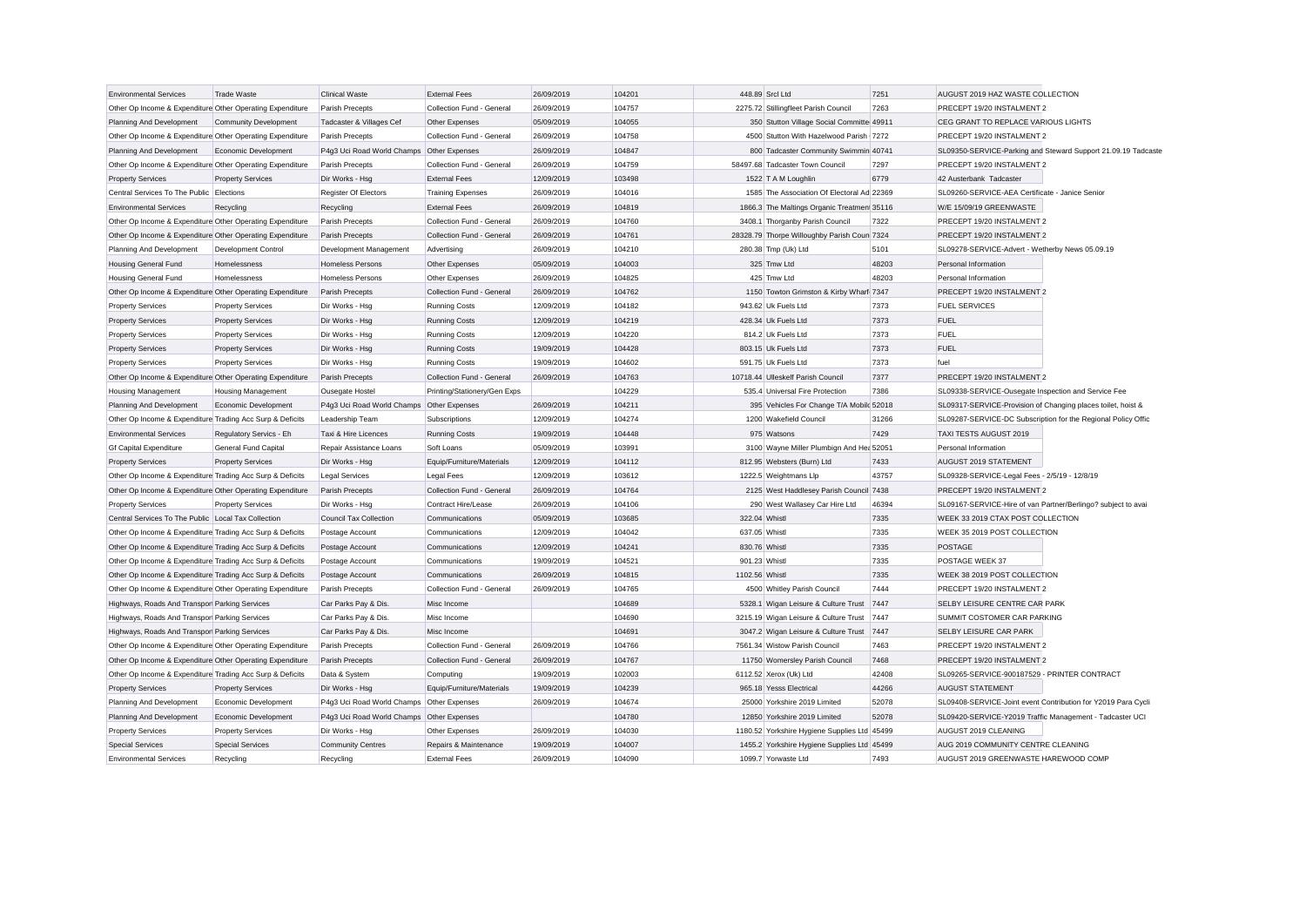| | | | | | | | | | |
|---|---|---|---|---|---|---|---|---|---|
| Environmental Services | Trade Waste | Clinical Waste | External Fees | 26/09/2019 | 104201 | 448.89 | Srcl Ltd | 7251 | AUGUST 2019 HAZ WASTE COLLECTION |
| Other Op Income & Expenditure | Other Operating Expenditure | Parish Precepts | Collection Fund - General | 26/09/2019 | 104757 | 2275.72 | Stillingfleet Parish Council | 7263 | PRECEPT 19/20 INSTALMENT 2 |
| Planning And Development | Community Development | Tadcaster & Villages Cef | Other Expenses | 05/09/2019 | 104055 | 350 | Stutton Village Social Committe | 49911 | CEG GRANT TO REPLACE VARIOUS LIGHTS |
| Other Op Income & Expenditure | Other Operating Expenditure | Parish Precepts | Collection Fund - General | 26/09/2019 | 104758 | 4500 | Stutton With Hazelwood Parish | 7272 | PRECEPT 19/20 INSTALMENT 2 |
| Planning And Development | Economic Development | P4g3 Uci Road World Champs | Other Expenses | 26/09/2019 | 104847 | 800 | Tadcaster Community Swimmin | 40741 | SL09350-SERVICE-Parking and Steward Support 21.09.19 Tadcaste |
| Other Op Income & Expenditure | Other Operating Expenditure | Parish Precepts | Collection Fund - General | 26/09/2019 | 104759 | 58497.68 | Tadcaster Town Council | 7297 | PRECEPT 19/20 INSTALMENT 2 |
| Property Services | Property Services | Dir Works - Hsg | External Fees | 12/09/2019 | 103498 | 1522 | T A M Loughlin | 6779 | 42 Austerbank Tadcaster |
| Central Services To The Public | Elections | Register Of Electors | Training Expenses | 26/09/2019 | 104016 | 1585 | The Association Of Electoral Ad | 22369 | SL09260-SERVICE-AEA Certificate - Janice Senior |
| Environmental Services | Recycling | Recycling | External Fees | 26/09/2019 | 104819 | 1866.3 | The Maltings Organic Treatment | 35116 | W/E 15/09/19 GREENWASTE |
| Other Op Income & Expenditure | Other Operating Expenditure | Parish Precepts | Collection Fund - General | 26/09/2019 | 104760 | 3408.1 | Thorganby Parish Council | 7322 | PRECEPT 19/20 INSTALMENT 2 |
| Other Op Income & Expenditure | Other Operating Expenditure | Parish Precepts | Collection Fund - General | 26/09/2019 | 104761 | 28328.79 | Thorpe Willoughby Parish Coun | 7324 | PRECEPT 19/20 INSTALMENT 2 |
| Planning And Development | Development Control | Development Management | Advertising | 26/09/2019 | 104210 | 280.38 | Tmp (Uk) Ltd | 5101 | SL09278-SERVICE-Advert - Wetherby News 05.09.19 |
| Housing General Fund | Homelessness | Homeless Persons | Other Expenses | 05/09/2019 | 104003 | 325 | Tmw Ltd | 48203 | Personal Information |
| Housing General Fund | Homelessness | Homeless Persons | Other Expenses | 26/09/2019 | 104825 | 425 | Tmw Ltd | 48203 | Personal Information |
| Other Op Income & Expenditure | Other Operating Expenditure | Parish Precepts | Collection Fund - General | 26/09/2019 | 104762 | 1150 | Towton Grimston & Kirby Wharf | 7347 | PRECEPT 19/20 INSTALMENT 2 |
| Property Services | Property Services | Dir Works - Hsg | Running Costs | 12/09/2019 | 104182 | 943.62 | Uk Fuels Ltd | 7373 | FUEL SERVICES |
| Property Services | Property Services | Dir Works - Hsg | Running Costs | 12/09/2019 | 104219 | 428.34 | Uk Fuels Ltd | 7373 | FUEL |
| Property Services | Property Services | Dir Works - Hsg | Running Costs | 12/09/2019 | 104220 | 814.2 | Uk Fuels Ltd | 7373 | FUEL |
| Property Services | Property Services | Dir Works - Hsg | Running Costs | 19/09/2019 | 104428 | 803.15 | Uk Fuels Ltd | 7373 | FUEL |
| Property Services | Property Services | Dir Works - Hsg | Running Costs | 19/09/2019 | 104602 | 591.75 | Uk Fuels Ltd | 7373 | fuel |
| Other Op Income & Expenditure | Other Operating Expenditure | Parish Precepts | Collection Fund - General | 26/09/2019 | 104763 | 10718.44 | Ulleskelf Parish Council | 7377 | PRECEPT 19/20 INSTALMENT 2 |
| Housing Management | Housing Management | Ousegate Hostel | Printing/Stationery/Gen Exps | | 104229 | 535.4 | Universal Fire Protection | 7386 | SL09338-SERVICE-Ousegate Inspection and Service Fee |
| Planning And Development | Economic Development | P4g3 Uci Road World Champs | Other Expenses | 26/09/2019 | 104211 | 395 | Vehicles For Change T/A Mobile | 52018 | SL09317-SERVICE-Provision of Changing places toilet, hoist & |
| Other Op Income & Expenditure | Trading Acc Surp & Deficits | Leadership Team | Subscriptions | 12/09/2019 | 104274 | 1200 | Wakefield Council | 31266 | SL09287-SERVICE-DC Subscription for the Regional Policy Offic |
| Environmental Services | Regulatory Servics - Eh | Taxi & Hire Licences | Running Costs | 19/09/2019 | 104448 | 975 | Watsons | 7429 | TAXI TESTS AUGUST 2019 |
| Gf Capital Expenditure | General Fund Capital | Repair Assistance Loans | Soft Loans | 05/09/2019 | 103991 | 3100 | Wayne Miller Plumbign And Hea | 52051 | Personal Information |
| Property Services | Property Services | Dir Works - Hsg | Equip/Furniture/Materials | 12/09/2019 | 104112 | 812.95 | Websters (Burn) Ltd | 7433 | AUGUST 2019 STATEMENT |
| Other Op Income & Expenditure | Trading Acc Surp & Deficits | Legal Services | Legal Fees | 12/09/2019 | 103612 | 1222.5 | Weightmans Llp | 43757 | SL09328-SERVICE-Legal Fees - 2/5/19 - 12/8/19 |
| Other Op Income & Expenditure | Other Operating Expenditure | Parish Precepts | Collection Fund - General | 26/09/2019 | 104764 | 2125 | West Haddlesey Parish Council | 7438 | PRECEPT 19/20 INSTALMENT 2 |
| Property Services | Property Services | Dir Works - Hsg | Contract Hire/Lease | 26/09/2019 | 104106 | 290 | West Wallasey Car Hire Ltd | 46394 | SL09167-SERVICE-Hire of van Partner/Berlingo? subject to avai |
| Central Services To The Public | Local Tax Collection | Council Tax Collection | Communications | 05/09/2019 | 103685 | 322.04 | Whistl | 7335 | WEEK 33 2019 CTAX POST COLLECTION |
| Other Op Income & Expenditure | Trading Acc Surp & Deficits | Postage Account | Communications | 12/09/2019 | 104042 | 637.05 | Whistl | 7335 | WEEK 35 2019 POST COLLECTION |
| Other Op Income & Expenditure | Trading Acc Surp & Deficits | Postage Account | Communications | 12/09/2019 | 104241 | 830.76 | Whistl | 7335 | POSTAGE |
| Other Op Income & Expenditure | Trading Acc Surp & Deficits | Postage Account | Communications | 19/09/2019 | 104521 | 901.23 | Whistl | 7335 | POSTAGE WEEK 37 |
| Other Op Income & Expenditure | Trading Acc Surp & Deficits | Postage Account | Communications | 26/09/2019 | 104815 | 1102.56 | Whistl | 7335 | WEEK 38 2019 POST COLLECTION |
| Other Op Income & Expenditure | Other Operating Expenditure | Parish Precepts | Collection Fund - General | 26/09/2019 | 104765 | 4500 | Whitley Parish Council | 7444 | PRECEPT 19/20 INSTALMENT 2 |
| Highways, Roads And Transport | Parking Services | Car Parks Pay & Dis. | Misc Income | | 104689 | 5328.1 | Wigan Leisure & Culture Trust | 7447 | SELBY LEISURE CENTRE CAR PARK |
| Highways, Roads And Transport | Parking Services | Car Parks Pay & Dis. | Misc Income | | 104690 | 3215.19 | Wigan Leisure & Culture Trust | 7447 | SUMMIT COSTOMER CAR PARKING |
| Highways, Roads And Transport | Parking Services | Car Parks Pay & Dis. | Misc Income | | 104691 | 3047.2 | Wigan Leisure & Culture Trust | 7447 | SELBY LEISURE CAR PARK |
| Other Op Income & Expenditure | Other Operating Expenditure | Parish Precepts | Collection Fund - General | 26/09/2019 | 104766 | 7561.34 | Wistow Parish Council | 7463 | PRECEPT 19/20 INSTALMENT 2 |
| Other Op Income & Expenditure | Other Operating Expenditure | Parish Precepts | Collection Fund - General | 26/09/2019 | 104767 | 11750 | Womersley Parish Council | 7468 | PRECEPT 19/20 INSTALMENT 2 |
| Other Op Income & Expenditure | Trading Acc Surp & Deficits | Data & System | Computing | 19/09/2019 | 102003 | 6112.52 | Xerox (Uk) Ltd | 42408 | SL09265-SERVICE-900187529 - PRINTER CONTRACT |
| Property Services | Property Services | Dir Works - Hsg | Equip/Furniture/Materials | 19/09/2019 | 104239 | 965.18 | Yesss Electrical | 44266 | AUGUST STATEMENT |
| Planning And Development | Economic Development | P4g3 Uci Road World Champs | Other Expenses | 26/09/2019 | 104674 | 25000 | Yorkshire 2019 Limited | 52078 | SL09408-SERVICE-Joint event Contribution for Y2019 Para Cycli |
| Planning And Development | Economic Development | P4g3 Uci Road World Champs | Other Expenses | | 104780 | 12850 | Yorkshire 2019 Limited | 52078 | SL09420-SERVICE-Y2019 Traffic Management - Tadcaster UCI |
| Property Services | Property Services | Dir Works - Hsg | Other Expenses | 26/09/2019 | 104030 | 1180.52 | Yorkshire Hygiene Supplies Ltd | 45499 | AUGUST 2019 CLEANING |
| Special Services | Special Services | Community Centres | Repairs & Maintenance | 19/09/2019 | 104007 | 1455.2 | Yorkshire Hygiene Supplies Ltd | 45499 | AUG 2019 COMMUNITY CENTRE CLEANING |
| Environmental Services | Recycling | Recycling | External Fees | 26/09/2019 | 104090 | 1099.7 | Yorwaste Ltd | 7493 | AUGUST 2019 GREENWASTE HAREWOOD COMP |